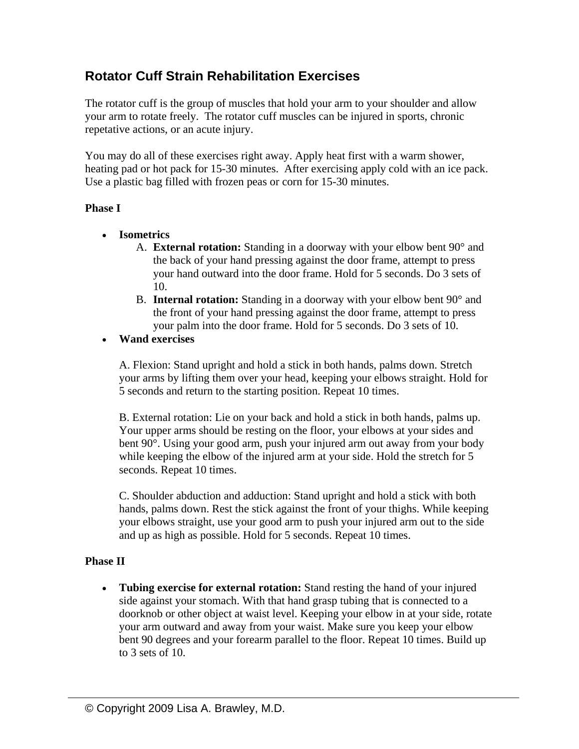# Rotator Cuff Strain Rehabilitation Exercises

The rotator cuff is the group of muscles that hold your arm to your shoulder and allow your arm to rotate freely. The rotator cuff muscles can be injured in sports, chronic repetative actions, or an acute injury.

You may do all of these exercises right away. Apply heat first with a warm shower, heating pad or hot pack for 15-30 minutes. After exercising apply cold with an ice pack. Use a plastic bag filled with frozen peas or corn for 15-30 minutes.

**Phase I**

- **Isometrics**
  A. **External rotation:** Standing in a doorway with your elbow bent 90° and the back of your hand pressing against the door frame, attempt to press your hand outward into the door frame. Hold for 5 seconds. Do 3 sets of 10.
  B. **Internal rotation:** Standing in a doorway with your elbow bent 90° and the front of your hand pressing against the door frame, attempt to press your palm into the door frame. Hold for 5 seconds. Do 3 sets of 10.
- **Wand exercises**

  A. Flexion: Stand upright and hold a stick in both hands, palms down. Stretch your arms by lifting them over your head, keeping your elbows straight. Hold for 5 seconds and return to the starting position. Repeat 10 times.

  B. External rotation: Lie on your back and hold a stick in both hands, palms up. Your upper arms should be resting on the floor, your elbows at your sides and bent 90°. Using your good arm, push your injured arm out away from your body while keeping the elbow of the injured arm at your side. Hold the stretch for 5 seconds. Repeat 10 times.

  C. Shoulder abduction and adduction: Stand upright and hold a stick with both hands, palms down. Rest the stick against the front of your thighs. While keeping your elbows straight, use your good arm to push your injured arm out to the side and up as high as possible. Hold for 5 seconds. Repeat 10 times.

**Phase II**

- **Tubing exercise for external rotation:** Stand resting the hand of your injured side against your stomach. With that hand grasp tubing that is connected to a doorknob or other object at waist level. Keeping your elbow in at your side, rotate your arm outward and away from your waist. Make sure you keep your elbow bent 90 degrees and your forearm parallel to the floor. Repeat 10 times. Build up to 3 sets of 10.

© Copyright 2009 Lisa A. Brawley, M.D.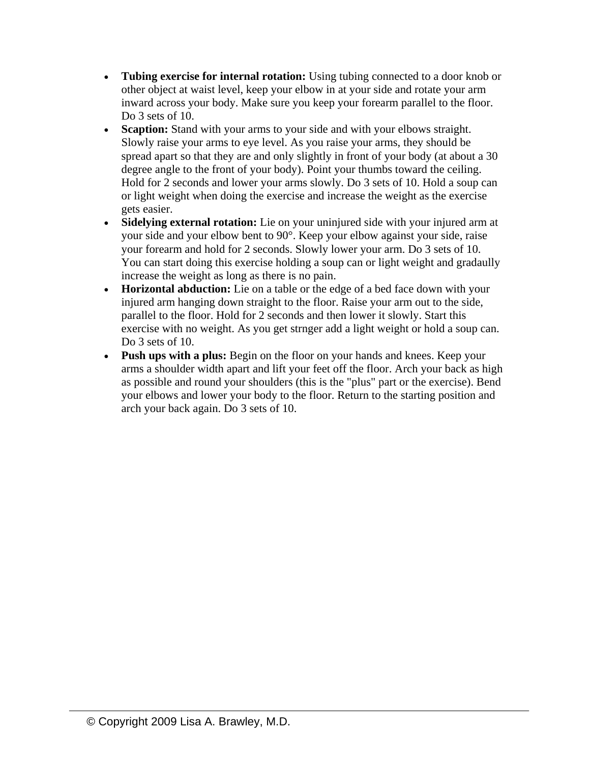- **Tubing exercise for internal rotation:** Using tubing connected to a door knob or other object at waist level, keep your elbow in at your side and rotate your arm inward across your body. Make sure you keep your forearm parallel to the floor. Do 3 sets of 10.
- **Scaption:** Stand with your arms to your side and with your elbows straight. Slowly raise your arms to eye level. As you raise your arms, they should be spread apart so that they are and only slightly in front of your body (at about a 30 degree angle to the front of your body). Point your thumbs toward the ceiling. Hold for 2 seconds and lower your arms slowly. Do 3 sets of 10. Hold a soup can or light weight when doing the exercise and increase the weight as the exercise gets easier.
- **Sidelying external rotation:** Lie on your uninjured side with your injured arm at your side and your elbow bent to 90°. Keep your elbow against your side, raise your forearm and hold for 2 seconds. Slowly lower your arm. Do 3 sets of 10. You can start doing this exercise holding a soup can or light weight and gradaully increase the weight as long as there is no pain.
- **Horizontal abduction:** Lie on a table or the edge of a bed face down with your injured arm hanging down straight to the floor. Raise your arm out to the side, parallel to the floor. Hold for 2 seconds and then lower it slowly. Start this exercise with no weight. As you get strnger add a light weight or hold a soup can. Do 3 sets of 10.
- **Push ups with a plus:** Begin on the floor on your hands and knees. Keep your arms a shoulder width apart and lift your feet off the floor. Arch your back as high as possible and round your shoulders (this is the "plus" part or the exercise). Bend your elbows and lower your body to the floor. Return to the starting position and arch your back again. Do 3 sets of 10.

© Copyright 2009 Lisa A. Brawley, M.D.